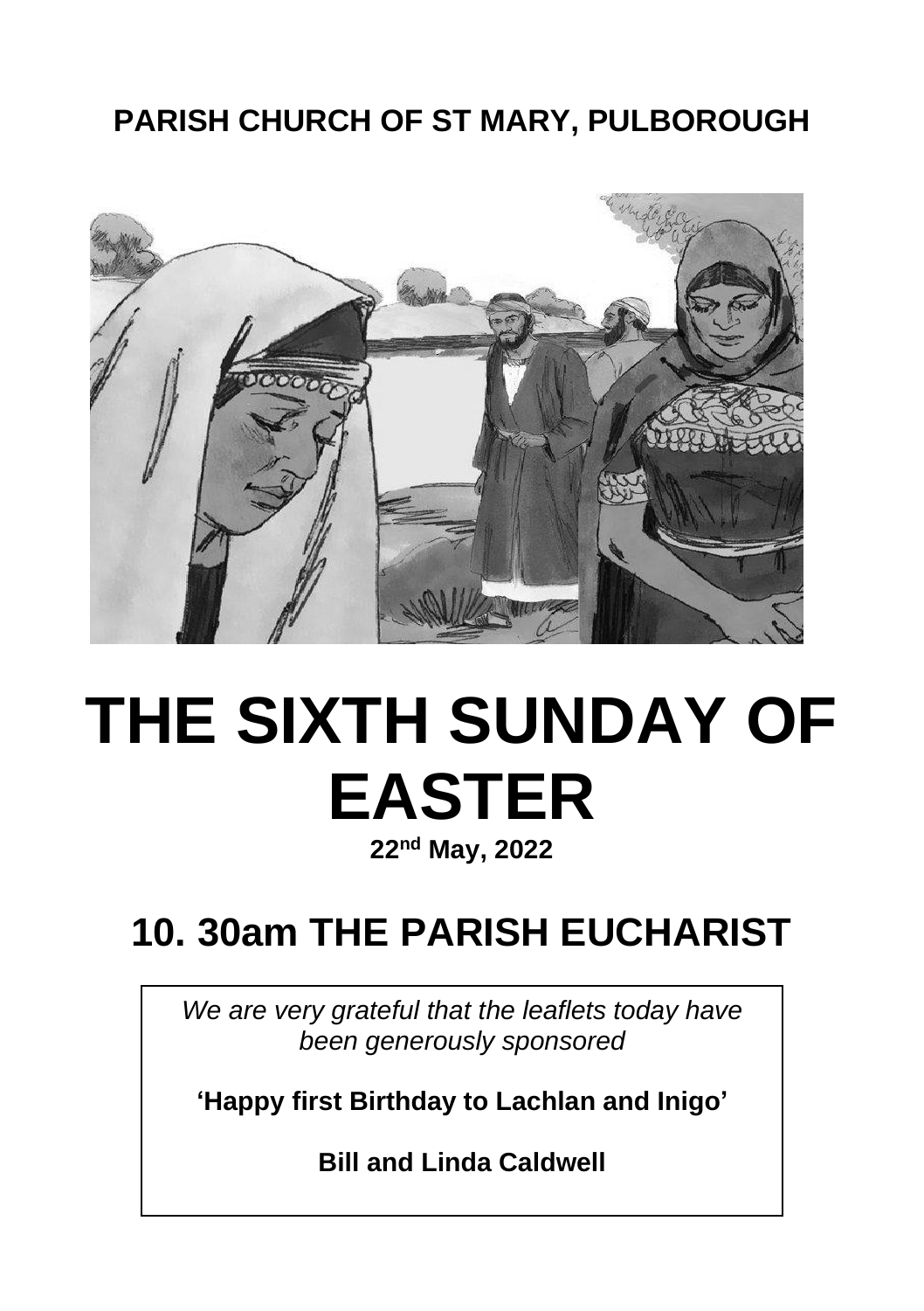**PARISH CHURCH OF ST MARY, PULBOROUGH**

# THE SIXTH SUNDAY OF EASTER

**22nd May, 2022**

## 10. 30am THE PARISH EUCHARIST

*We are very grateful that the leaflets today have been generously sponsored*

**'Happy first Birthday to Lachlan and Inigo'**

**Bill and Linda Caldwell**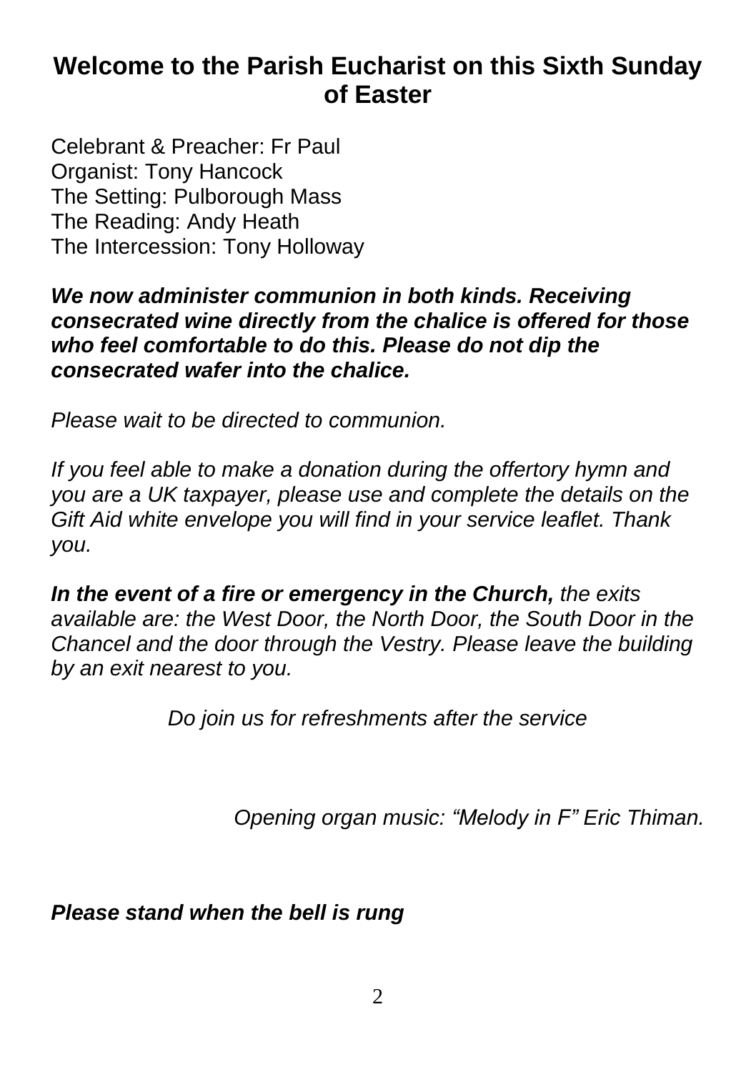## Welcome to the Parish Eucharist on this Sixth Sunday of Easter

Celebrant & Preacher: Fr Paul
Organist: Tony Hancock
The Setting: Pulborough Mass
The Reading: Andy Heath
The Intercession: Tony Holloway

***We now administer communion in both kinds. Receiving consecrated wine directly from the chalice is offered for those who feel comfortable to do this. Please do not dip the consecrated wafer into the chalice.***

*Please wait to be directed to communion.*

*If you feel able to make a donation during the offertory hymn and you are a UK taxpayer, please use and complete the details on the Gift Aid white envelope you will find in your service leaflet. Thank you.*

***In the event of a fire or emergency in the Church,*** *the exits available are: the West Door, the North Door, the South Door in the Chancel and the door through the Vestry. Please leave the building by an exit nearest to you.*

*Do join us for refreshments after the service*

*Opening organ music: "Melody in F" Eric Thiman.*

***Please stand when the bell is rung***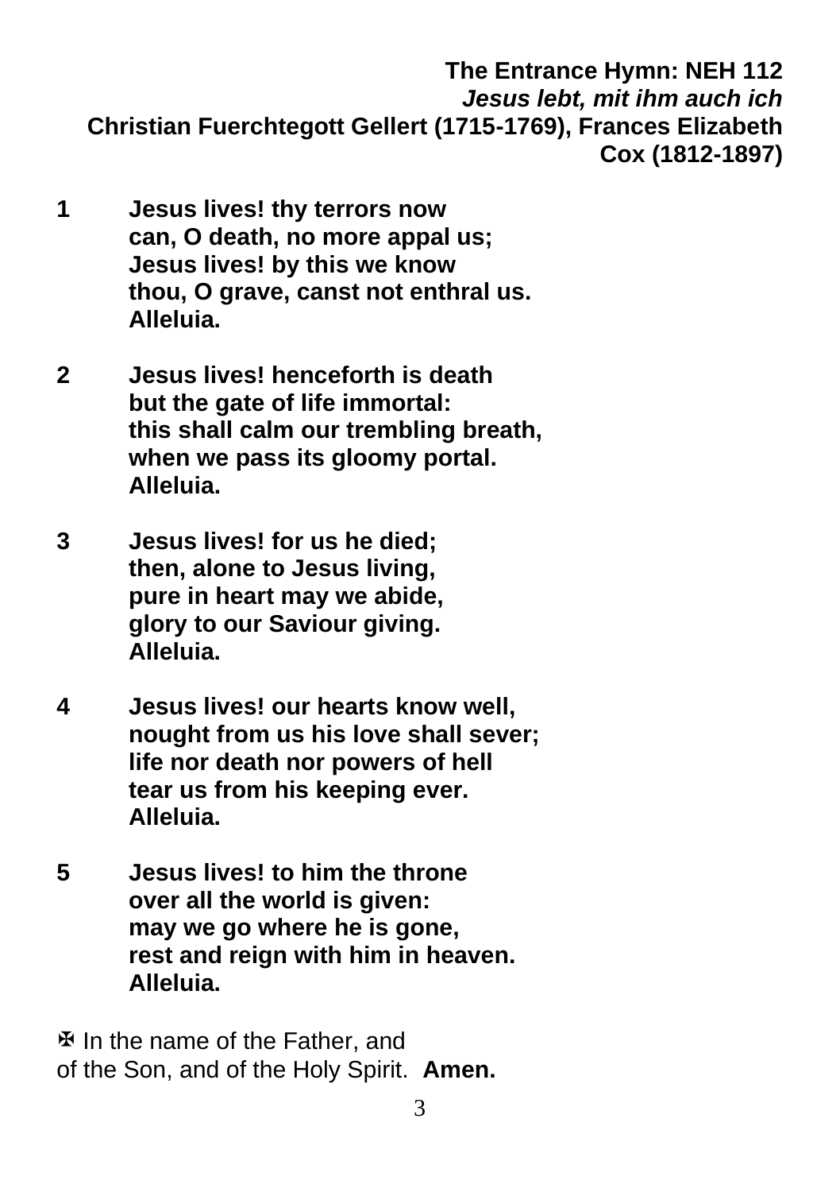**The Entrance Hymn: NEH 112**
***Jesus lebt, mit ihm auch ich***
**Christian Fuerchtegott Gellert (1715-1769), Frances Elizabeth Cox (1812-1897)**

**1** **Jesus lives! thy terrors now**
**can, O death, no more appal us;**
**Jesus lives! by this we know**
**thou, O grave, canst not enthral us.**
**Alleluia.**

**2** **Jesus lives! henceforth is death**
**but the gate of life immortal:**
**this shall calm our trembling breath,**
**when we pass its gloomy portal.**
**Alleluia.**

**3** **Jesus lives! for us he died;**
**then, alone to Jesus living,**
**pure in heart may we abide,**
**glory to our Saviour giving.**
**Alleluia.**

**4** **Jesus lives! our hearts know well,**
**nought from us his love shall sever;**
**life nor death nor powers of hell**
**tear us from his keeping ever.**
**Alleluia.**

**5** **Jesus lives! to him the throne**
**over all the world is given:**
**may we go where he is gone,**
**rest and reign with him in heaven.**
**Alleluia.**

✠ In the name of the Father, and
of the Son, and of the Holy Spirit. **Amen.**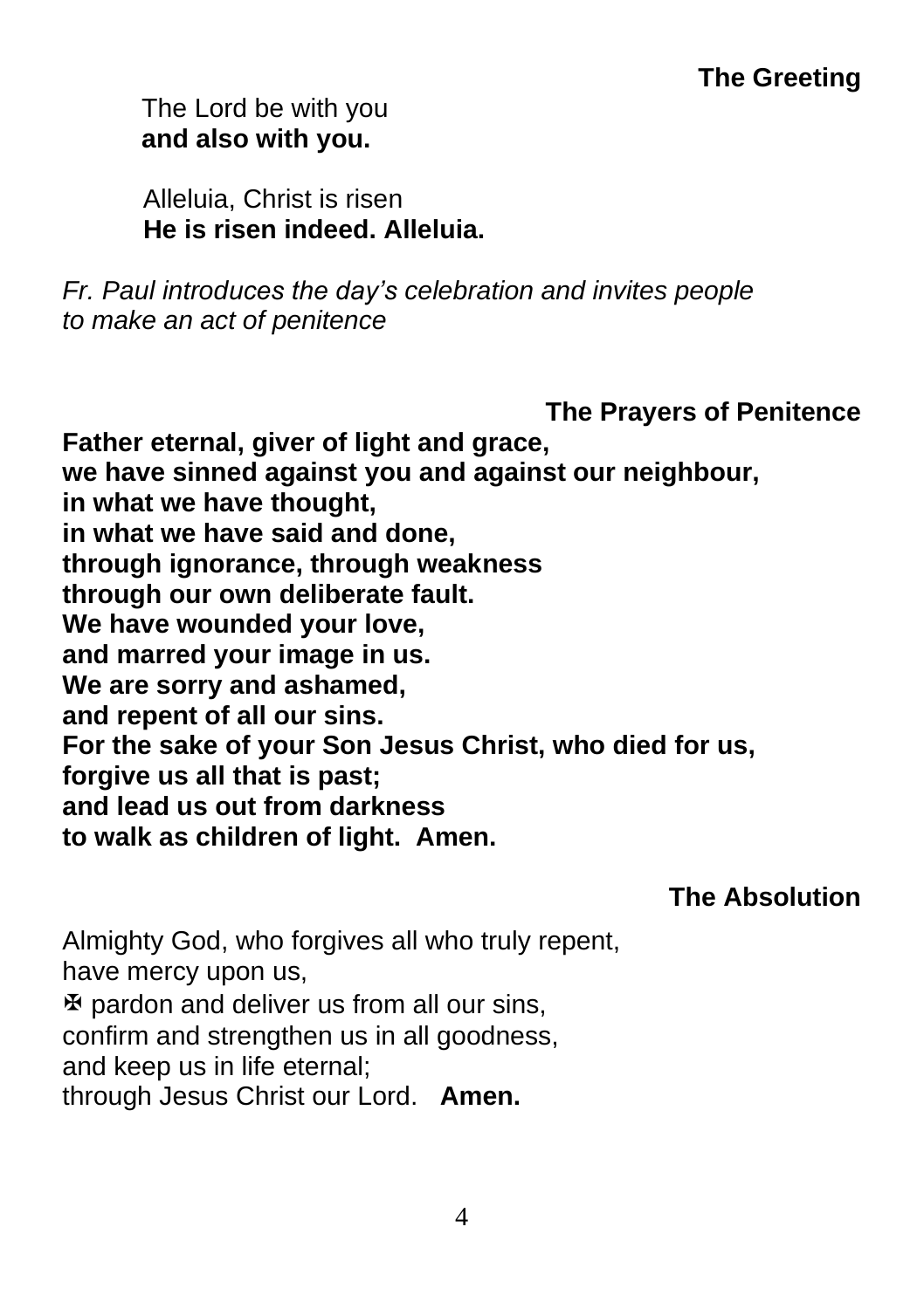## The Greeting

The Lord be with you
**and also with you.**

Alleluia, Christ is risen
**He is risen indeed. Alleluia.**

*Fr. Paul introduces the day's celebration and invites people to make an act of penitence*

## The Prayers of Penitence

**Father eternal, giver of light and grace,**
**we have sinned against you and against our neighbour,**
**in what we have thought,**
**in what we have said and done,**
**through ignorance, through weakness**
**through our own deliberate fault.**
**We have wounded your love,**
**and marred your image in us.**
**We are sorry and ashamed,**
**and repent of all our sins.**
**For the sake of your Son Jesus Christ, who died for us,**
**forgive us all that is past;**
**and lead us out from darkness**
**to walk as children of light. Amen.**

## The Absolution

Almighty God, who forgives all who truly repent,
have mercy upon us,
✠ pardon and deliver us from all our sins,
confirm and strengthen us in all goodness,
and keep us in life eternal;
through Jesus Christ our Lord. **Amen.**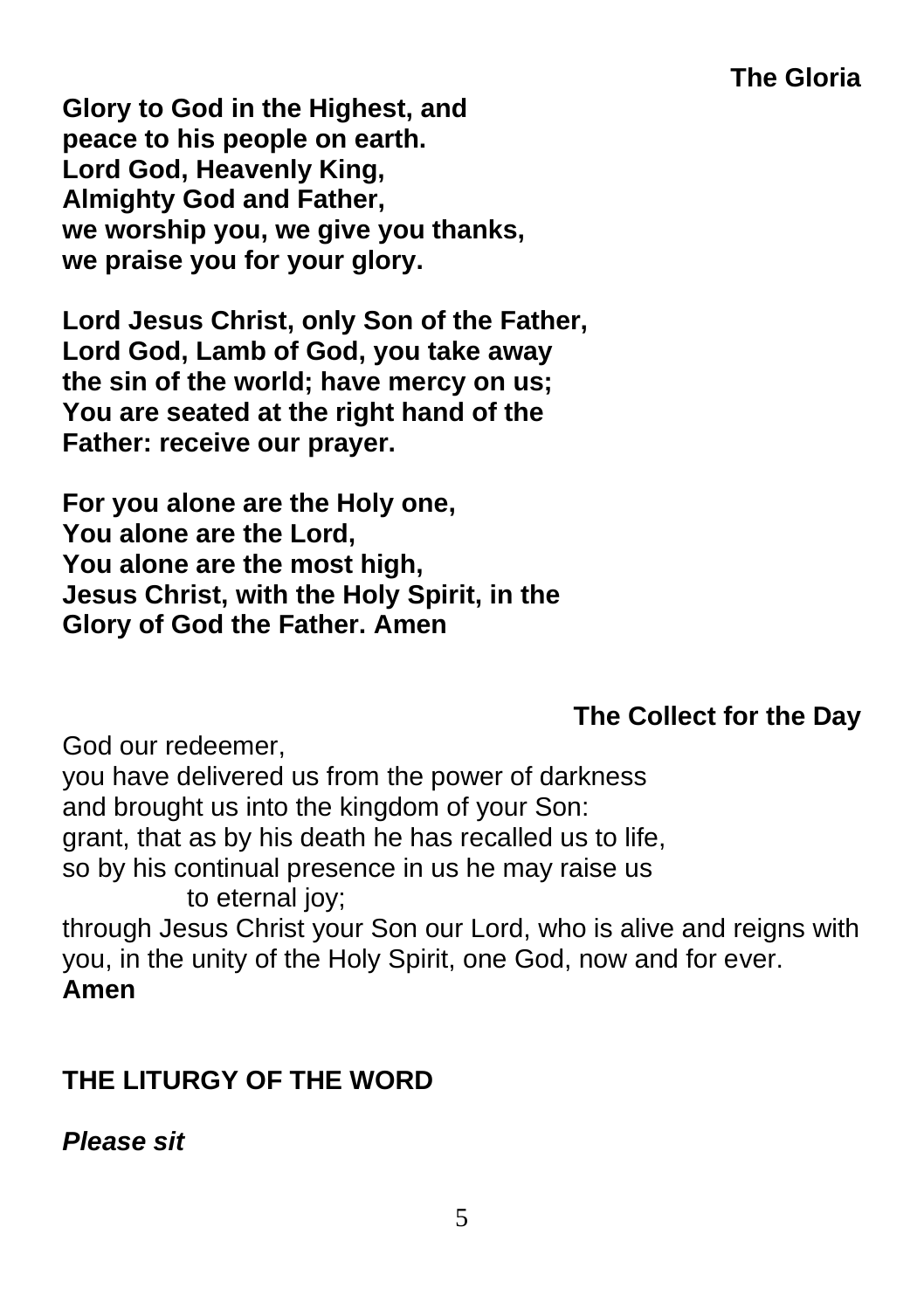### The Gloria

**Glory to God in the Highest, and**
**peace to his people on earth.**
**Lord God, Heavenly King,**
**Almighty God and Father,**
**we worship you, we give you thanks,**
**we praise you for your glory.**

**Lord Jesus Christ, only Son of the Father,**
**Lord God, Lamb of God, you take away**
**the sin of the world; have mercy on us;**
**You are seated at the right hand of the**
**Father: receive our prayer.**

**For you alone are the Holy one,**
**You alone are the Lord,**
**You alone are the most high,**
**Jesus Christ, with the Holy Spirit, in the**
**Glory of God the Father. Amen**

### The Collect for the Day

God our redeemer,
you have delivered us from the power of darkness
and brought us into the kingdom of your Son:
grant, that as by his death he has recalled us to life,
so by his continual presence in us he may raise us
to eternal joy;
through Jesus Christ your Son our Lord, who is alive and reigns with you, in the unity of the Holy Spirit, one God, now and for ever.
**Amen**

## THE LITURGY OF THE WORD

***Please sit***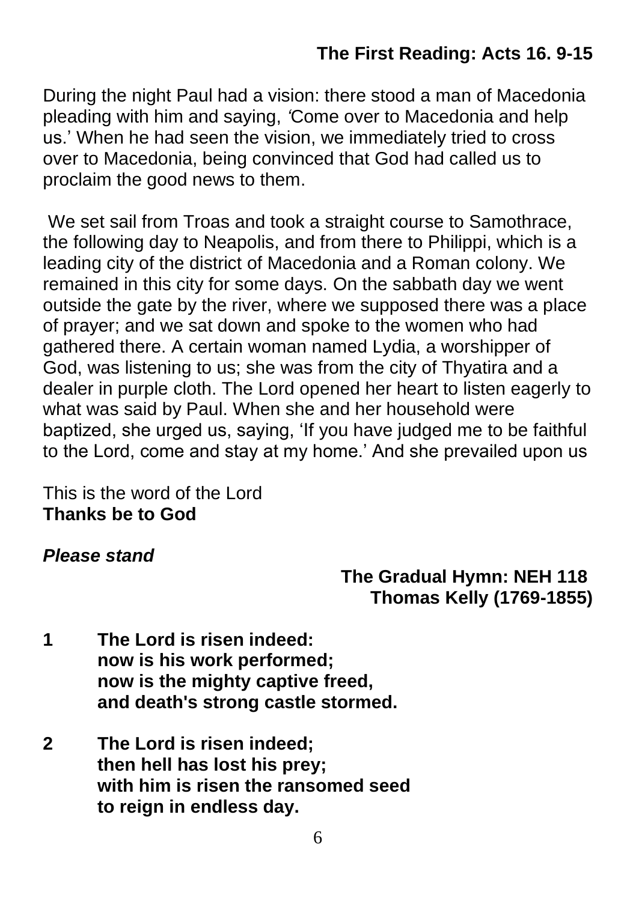## The First Reading: Acts 16. 9-15

During the night Paul had a vision: there stood a man of Macedonia pleading with him and saying, 'Come over to Macedonia and help us.' When he had seen the vision, we immediately tried to cross over to Macedonia, being convinced that God had called us to proclaim the good news to them.

We set sail from Troas and took a straight course to Samothrace, the following day to Neapolis, and from there to Philippi, which is a leading city of the district of Macedonia and a Roman colony. We remained in this city for some days. On the sabbath day we went outside the gate by the river, where we supposed there was a place of prayer; and we sat down and spoke to the women who had gathered there. A certain woman named Lydia, a worshipper of God, was listening to us; she was from the city of Thyatira and a dealer in purple cloth. The Lord opened her heart to listen eagerly to what was said by Paul. When she and her household were baptized, she urged us, saying, 'If you have judged me to be faithful to the Lord, come and stay at my home.' And she prevailed upon us

This is the word of the Lord
**Thanks be to God**

***Please stand***

**The Gradual Hymn: NEH 118**
**Thomas Kelly (1769-1855)**

**1 The Lord is risen indeed:**
**now is his work performed;**
**now is the mighty captive freed,**
**and death's strong castle stormed.**

**2 The Lord is risen indeed;**
**then hell has lost his prey;**
**with him is risen the ransomed seed**
**to reign in endless day.**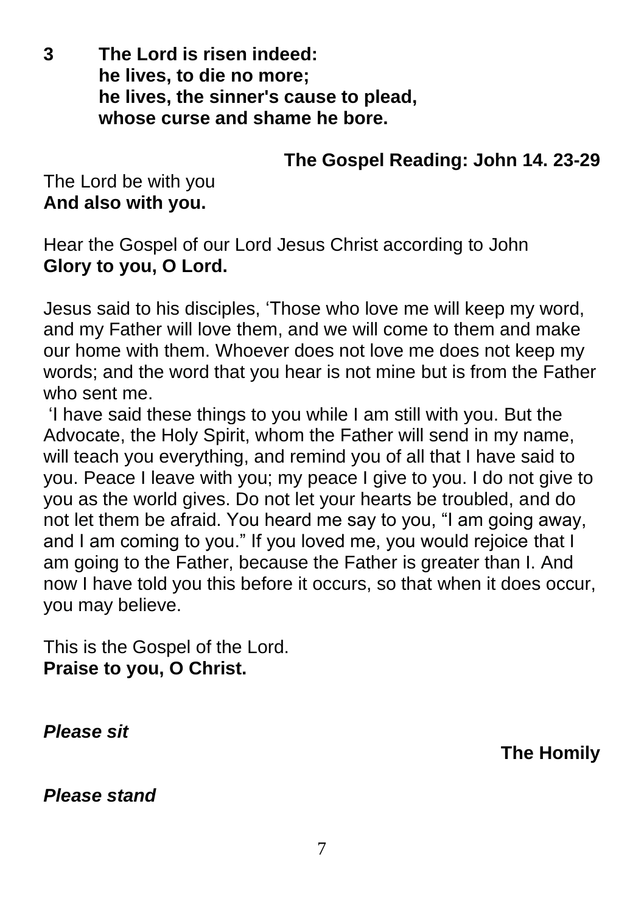**3 The Lord is risen indeed:**
**he lives, to die no more;**
**he lives, the sinner's cause to plead,**
**whose curse and shame he bore.**

**The Gospel Reading: John 14. 23-29**

The Lord be with you
**And also with you.**

Hear the Gospel of our Lord Jesus Christ according to John
**Glory to you, O Lord.**

Jesus said to his disciples, 'Those who love me will keep my word, and my Father will love them, and we will come to them and make our home with them. Whoever does not love me does not keep my words; and the word that you hear is not mine but is from the Father who sent me.
'I have said these things to you while I am still with you. But the Advocate, the Holy Spirit, whom the Father will send in my name, will teach you everything, and remind you of all that I have said to you. Peace I leave with you; my peace I give to you. I do not give to you as the world gives. Do not let your hearts be troubled, and do not let them be afraid. You heard me say to you, "I am going away, and I am coming to you." If you loved me, you would rejoice that I am going to the Father, because the Father is greater than I. And now I have told you this before it occurs, so that when it does occur, you may believe.

This is the Gospel of the Lord.
**Praise to you, O Christ.**

***Please sit***

**The Homily**

***Please stand***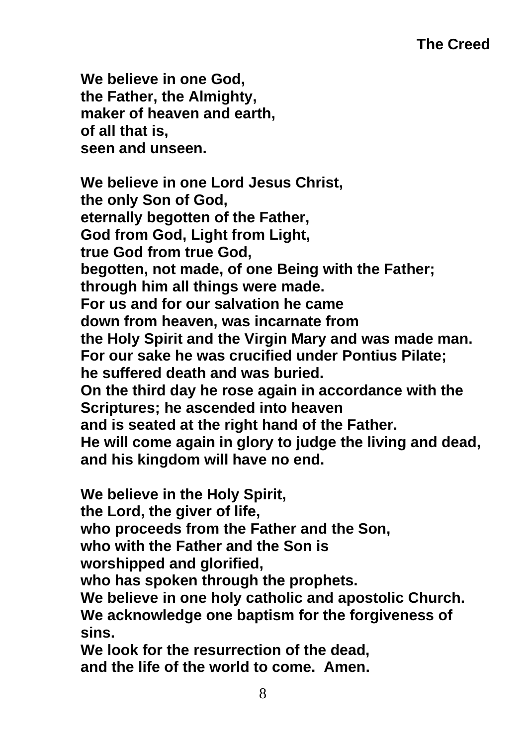## The Creed

**We believe in one God,**
**the Father, the Almighty,**
**maker of heaven and earth,**
**of all that is,**
**seen and unseen.**

**We believe in one Lord Jesus Christ,**
**the only Son of God,**
**eternally begotten of the Father,**
**God from God, Light from Light,**
**true God from true God,**
**begotten, not made, of one Being with the Father;**
**through him all things were made.**
**For us and for our salvation he came**
**down from heaven, was incarnate from**
**the Holy Spirit and the Virgin Mary and was made man.**
**For our sake he was crucified under Pontius Pilate;**
**he suffered death and was buried.**
**On the third day he rose again in accordance with the Scriptures; he ascended into heaven**
**and is seated at the right hand of the Father.**
**He will come again in glory to judge the living and dead,**
**and his kingdom will have no end.**

**We believe in the Holy Spirit,**
**the Lord, the giver of life,**
**who proceeds from the Father and the Son,**
**who with the Father and the Son is**
**worshipped and glorified,**
**who has spoken through the prophets.**
**We believe in one holy catholic and apostolic Church.**
**We acknowledge one baptism for the forgiveness of sins.**
**We look for the resurrection of the dead,**
**and the life of the world to come. Amen.**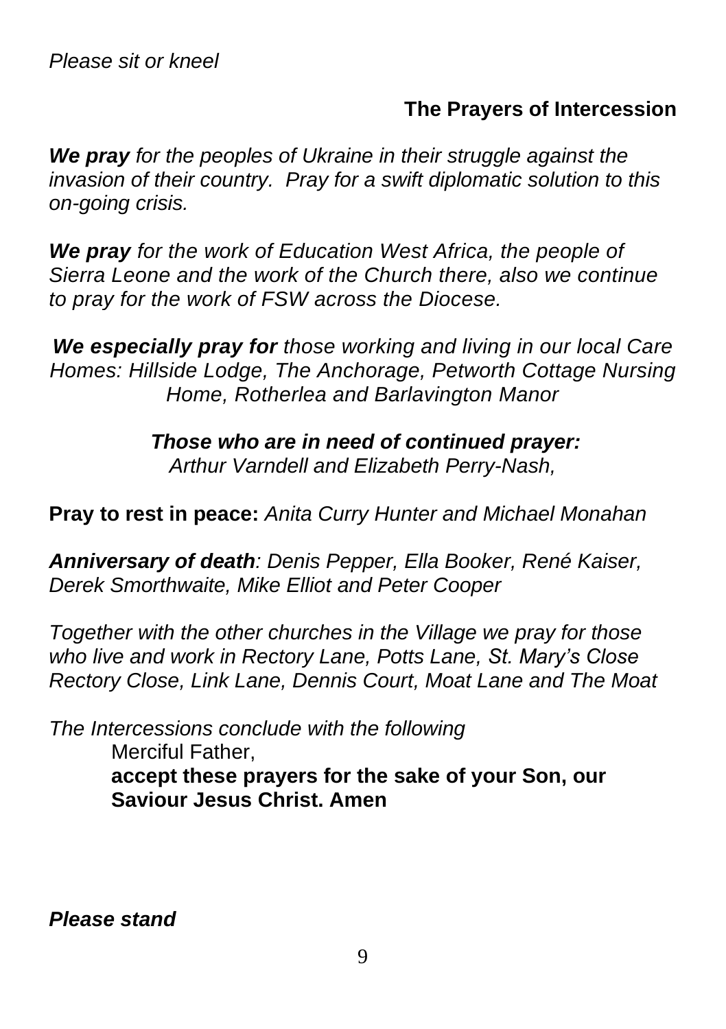*Please sit or kneel*

## The Prayers of Intercession

***We pray*** *for the peoples of Ukraine in their struggle against the invasion of their country. Pray for a swift diplomatic solution to this on-going crisis.*

***We pray*** *for the work of Education West Africa, the people of Sierra Leone and the work of the Church there, also we continue to pray for the work of FSW across the Diocese.*

***We especially pray for*** *those working and living in our local Care Homes: Hillside Lodge, The Anchorage, Petworth Cottage Nursing Home, Rotherlea and Barlavington Manor*

***Those who are in need of continued prayer:***
*Arthur Varndell and Elizabeth Perry-Nash,*

**Pray to rest in peace:** *Anita Curry Hunter and Michael Monahan*

***Anniversary of death****: Denis Pepper, Ella Booker, René Kaiser, Derek Smorthwaite, Mike Elliot and Peter Cooper*

*Together with the other churches in the Village we pray for those who live and work in Rectory Lane, Potts Lane, St. Mary's Close Rectory Close, Link Lane, Dennis Court, Moat Lane and The Moat*

*The Intercessions conclude with the following*

Merciful Father,
**accept these prayers for the sake of your Son, our Saviour Jesus Christ. Amen**

***Please stand***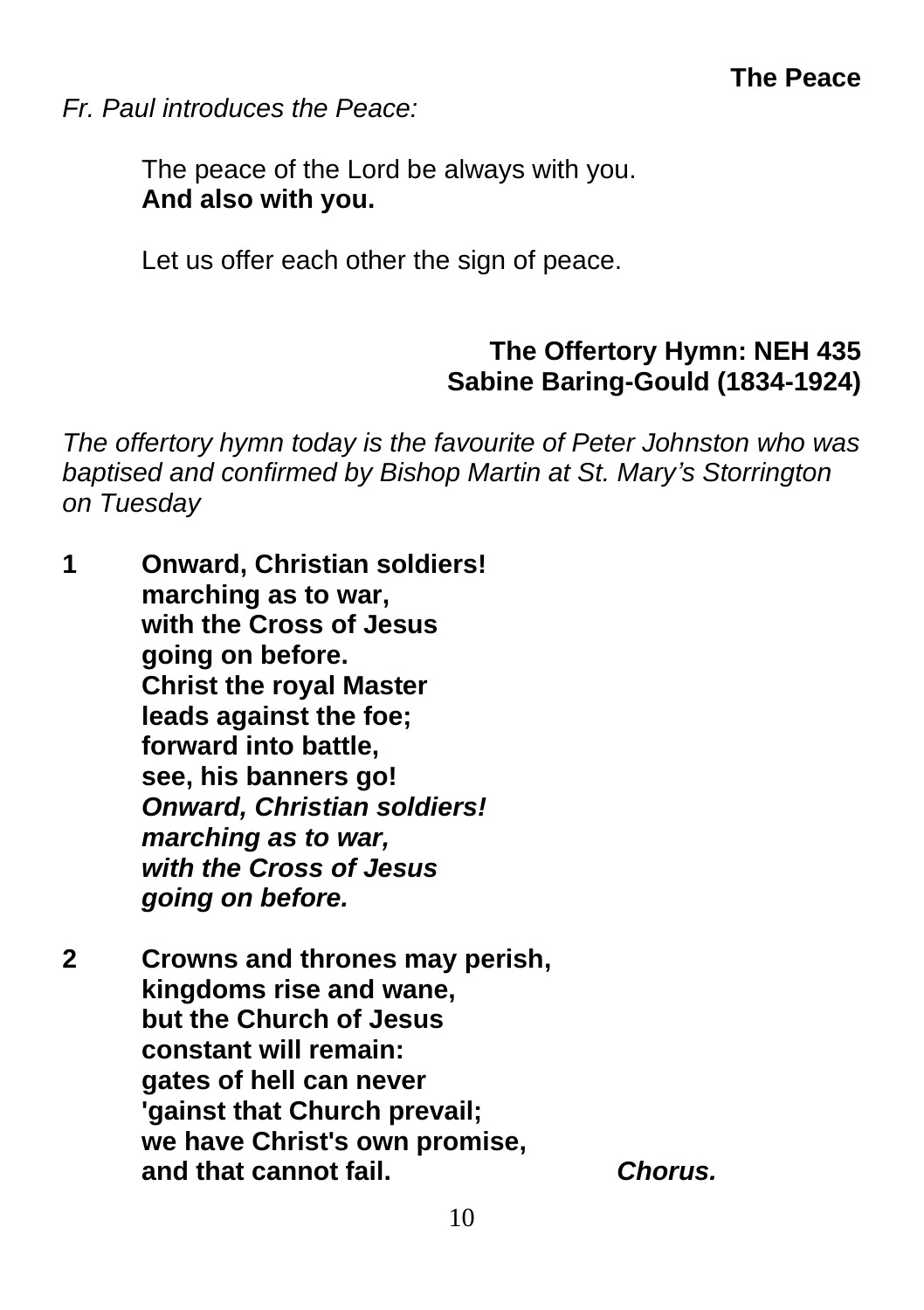## The Peace

*Fr. Paul introduces the Peace:*

The peace of the Lord be always with you.
**And also with you.**

Let us offer each other the sign of peace.

## The Offertory Hymn: NEH 435
**Sabine Baring-Gould (1834-1924)**

*The offertory hymn today is the favourite of Peter Johnston who was baptised and confirmed by Bishop Martin at St. Mary's Storrington on Tuesday*

**1** **Onward, Christian soldiers!**
**marching as to war,**
**with the Cross of Jesus**
**going on before.**
**Christ the royal Master**
**leads against the foe;**
**forward into battle,**
**see, his banners go!**
***Onward, Christian soldiers!***
***marching as to war,***
***with the Cross of Jesus***
***going on before.***

**2** **Crowns and thrones may perish,**
**kingdoms rise and wane,**
**but the Church of Jesus**
**constant will remain:**
**gates of hell can never**
**'gainst that Church prevail;**
**we have Christ's own promise,**
**and that cannot fail.** ***Chorus.***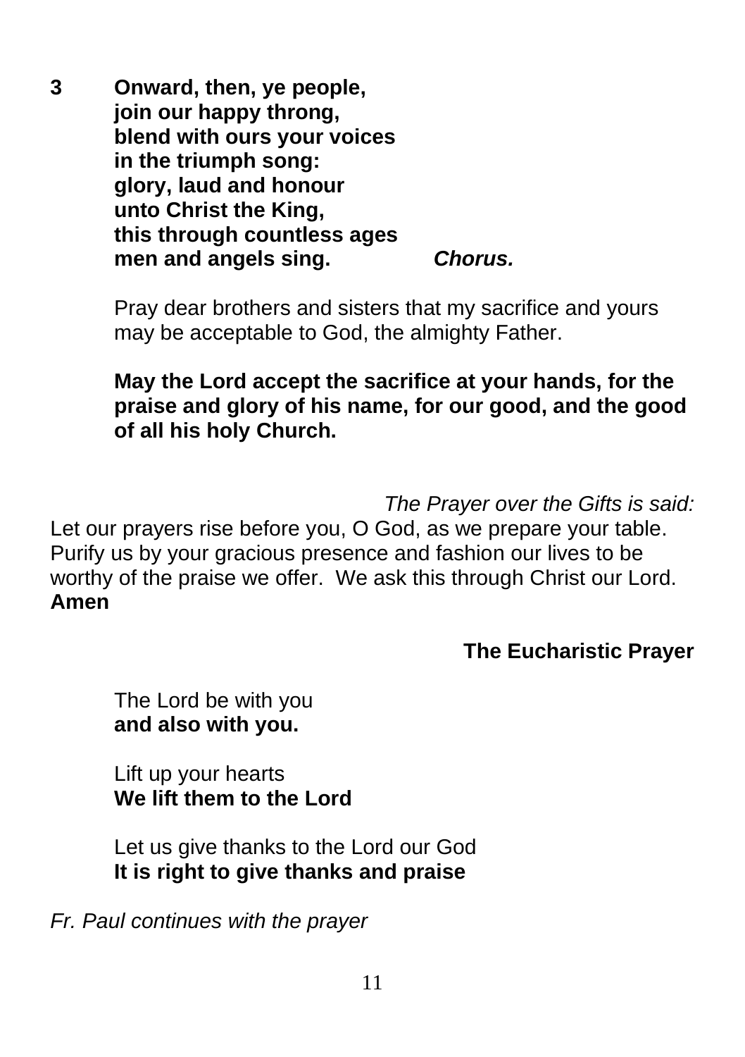**3 Onward, then, ye people,**
**join our happy throng,**
**blend with ours your voices**
**in the triumph song:**
**glory, laud and honour**
**unto Christ the King,**
**this through countless ages**
**men and angels sing.** ***Chorus.***

Pray dear brothers and sisters that my sacrifice and yours may be acceptable to God, the almighty Father.

**May the Lord accept the sacrifice at your hands, for the praise and glory of his name, for our good, and the good of all his holy Church.**

*The Prayer over the Gifts is said:*

Let our prayers rise before you, O God, as we prepare your table. Purify us by your gracious presence and fashion our lives to be worthy of the praise we offer. We ask this through Christ our Lord.
**Amen**

## The Eucharistic Prayer

The Lord be with you
**and also with you.**

Lift up your hearts
**We lift them to the Lord**

Let us give thanks to the Lord our God
**It is right to give thanks and praise**

*Fr. Paul continues with the prayer*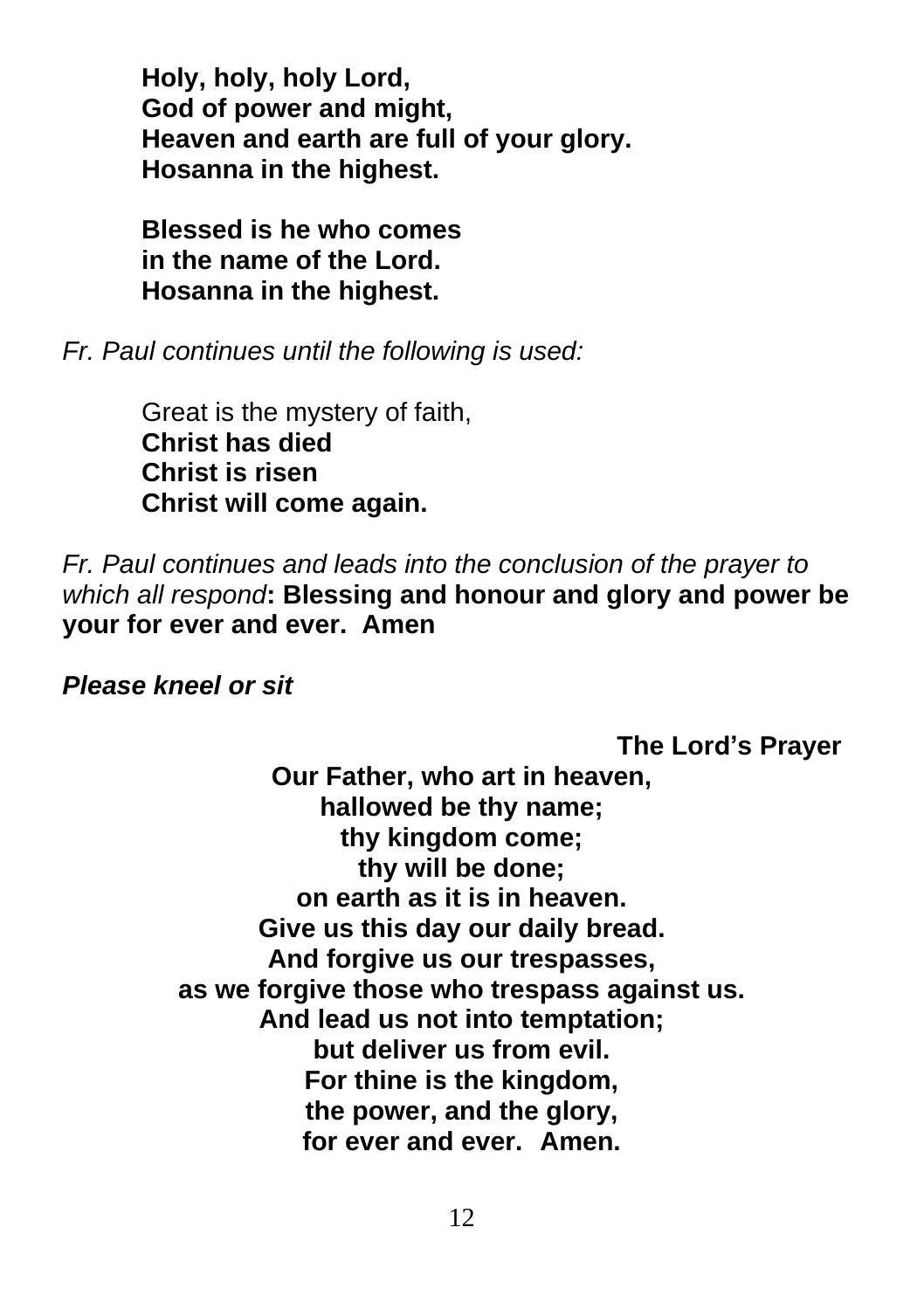**Holy, holy, holy Lord,**
**God of power and might,**
**Heaven and earth are full of your glory.**
**Hosanna in the highest.**

**Blessed is he who comes**
**in the name of the Lord.**
**Hosanna in the highest.**

*Fr. Paul continues until the following is used:*

Great is the mystery of faith,
**Christ has died**
**Christ is risen**
**Christ will come again.**

*Fr. Paul continues and leads into the conclusion of the prayer to which all respond***: Blessing and honour and glory and power be your for ever and ever. Amen**

***Please kneel or sit***

### The Lord's Prayer

**Our Father, who art in heaven,**
**hallowed be thy name;**
**thy kingdom come;**
**thy will be done;**
**on earth as it is in heaven.**
**Give us this day our daily bread.**
**And forgive us our trespasses,**
**as we forgive those who trespass against us.**
**And lead us not into temptation;**
**but deliver us from evil.**
**For thine is the kingdom,**
**the power, and the glory,**
**for ever and ever. Amen.**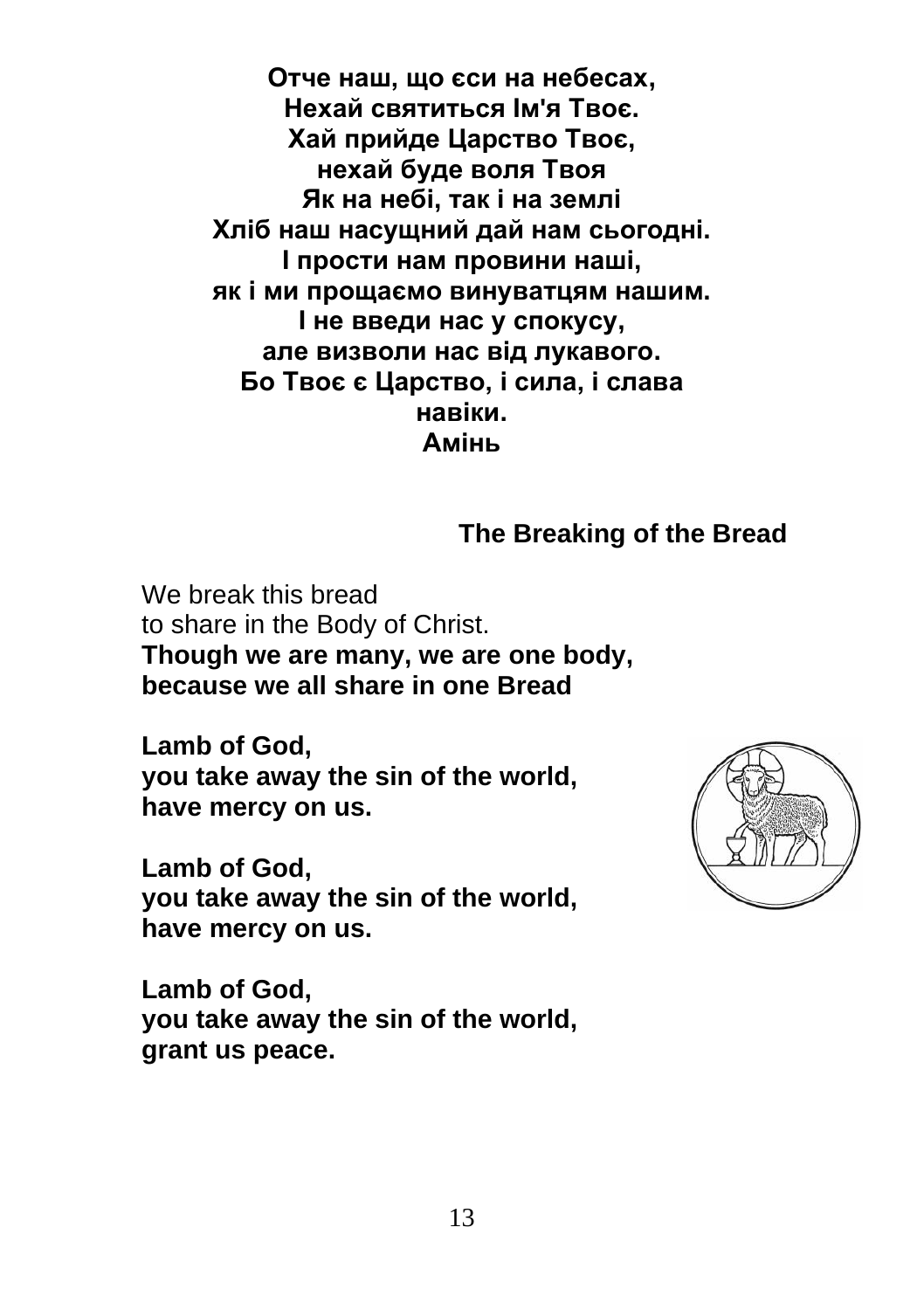**Отче наш, що єси на небесах,**
**Нехай святиться Ім'я Твоє.**
**Хай прийде Царство Твоє,**
**нехай буде воля Твоя**
**Як на небі, так і на землі**
**Хліб наш насущний дай нам сьогодні.**
**І прости нам провини наші,**
**як і ми прощаємо винуватцям нашим.**
**І не введи нас у спокусу,**
**але визволи нас від лукавого.**
**Бо Твоє є Царство, і сила, і слава**
**навіки.**
**Амінь**

## The Breaking of the Bread

We break this bread
to share in the Body of Christ.
**Though we are many, we are one body,**
**because we all share in one Bread**

**Lamb of God,**
**you take away the sin of the world,**
**have mercy on us.**

**Lamb of God,**
**you take away the sin of the world,**
**have mercy on us.**

**Lamb of God,**
**you take away the sin of the world,**
**grant us peace.**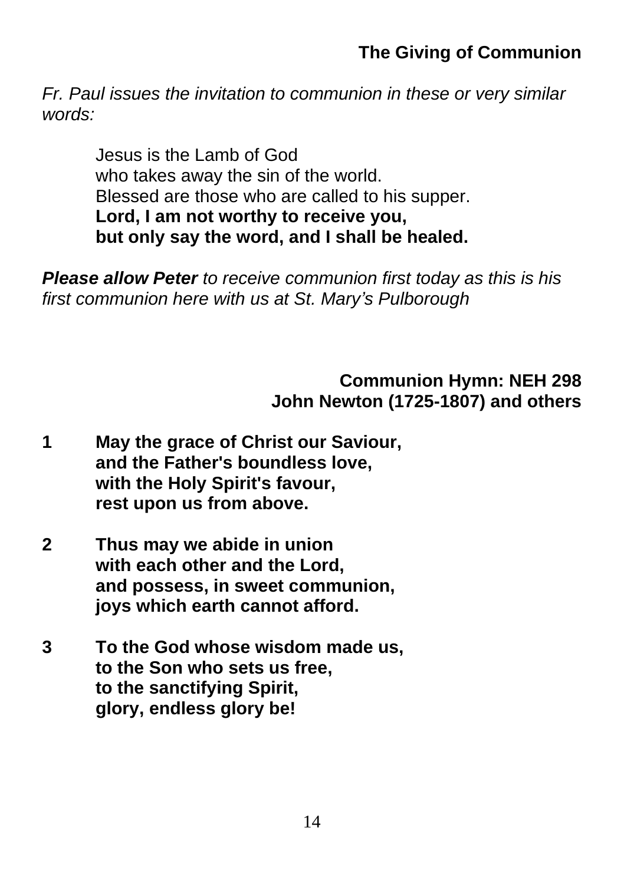## The Giving of Communion

*Fr. Paul issues the invitation to communion in these or very similar words:*

> Jesus is the Lamb of God
> who takes away the sin of the world.
> Blessed are those who are called to his supper.
> **Lord, I am not worthy to receive you,**
> **but only say the word, and I shall be healed.**

***Please allow Peter*** *to receive communion first today as this is his first communion here with us at St. Mary's Pulborough*

## Communion Hymn: NEH 298

**John Newton (1725-1807) and others**

**1** **May the grace of Christ our Saviour,**
**and the Father's boundless love,**
**with the Holy Spirit's favour,**
**rest upon us from above.**

**2** **Thus may we abide in union**
**with each other and the Lord,**
**and possess, in sweet communion,**
**joys which earth cannot afford.**

**3** **To the God whose wisdom made us,**
**to the Son who sets us free,**
**to the sanctifying Spirit,**
**glory, endless glory be!**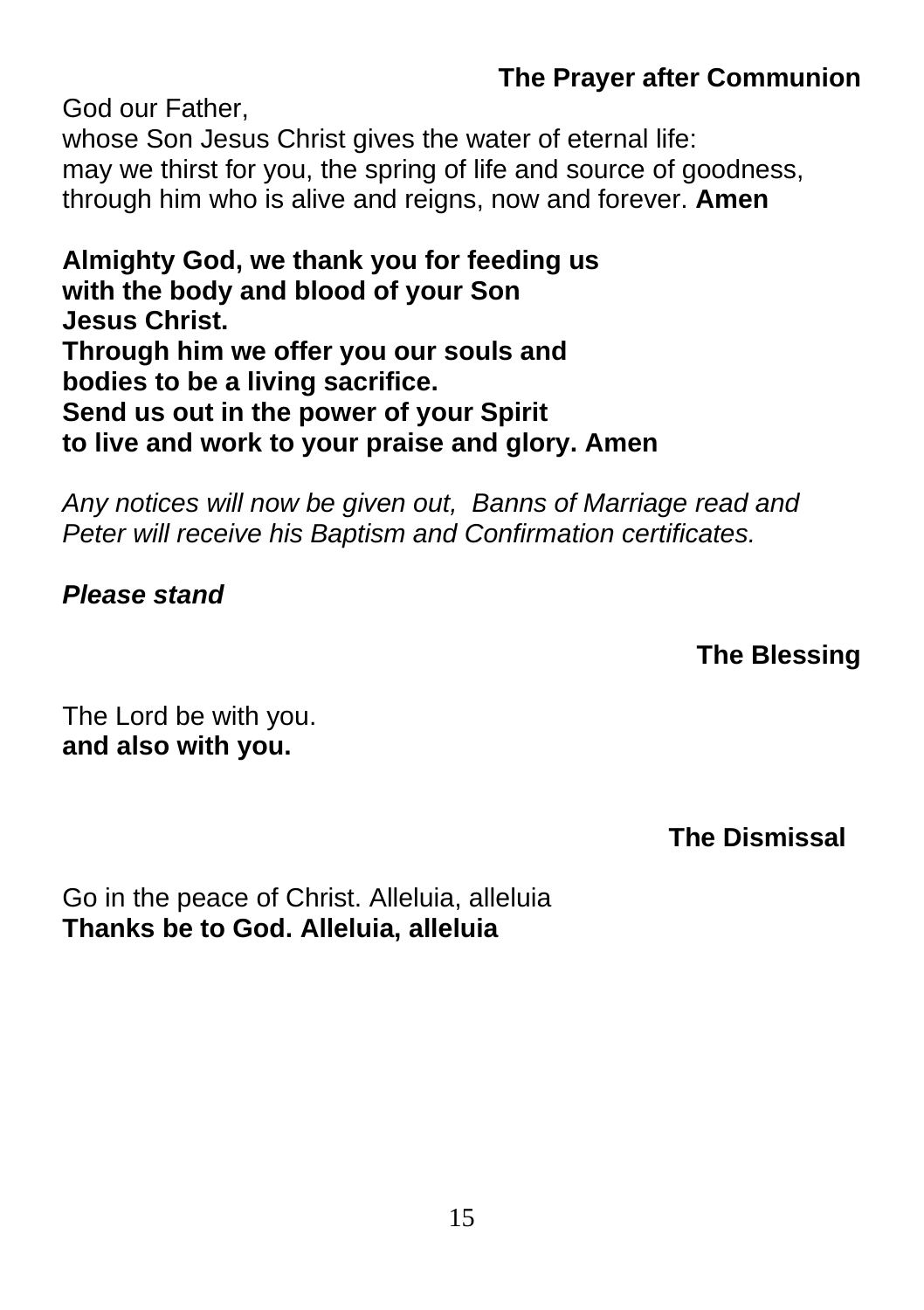## The Prayer after Communion

God our Father,
whose Son Jesus Christ gives the water of eternal life:
may we thirst for you, the spring of life and source of goodness,
through him who is alive and reigns, now and forever. **Amen**

**Almighty God, we thank you for feeding us**
**with the body and blood of your Son**
**Jesus Christ.**
**Through him we offer you our souls and**
**bodies to be a living sacrifice.**
**Send us out in the power of your Spirit**
**to live and work to your praise and glory. Amen**

*Any notices will now be given out, Banns of Marriage read and Peter will receive his Baptism and Confirmation certificates.*

***Please stand***

## The Blessing

The Lord be with you.
**and also with you.**

## The Dismissal

Go in the peace of Christ. Alleluia, alleluia
**Thanks be to God. Alleluia, alleluia**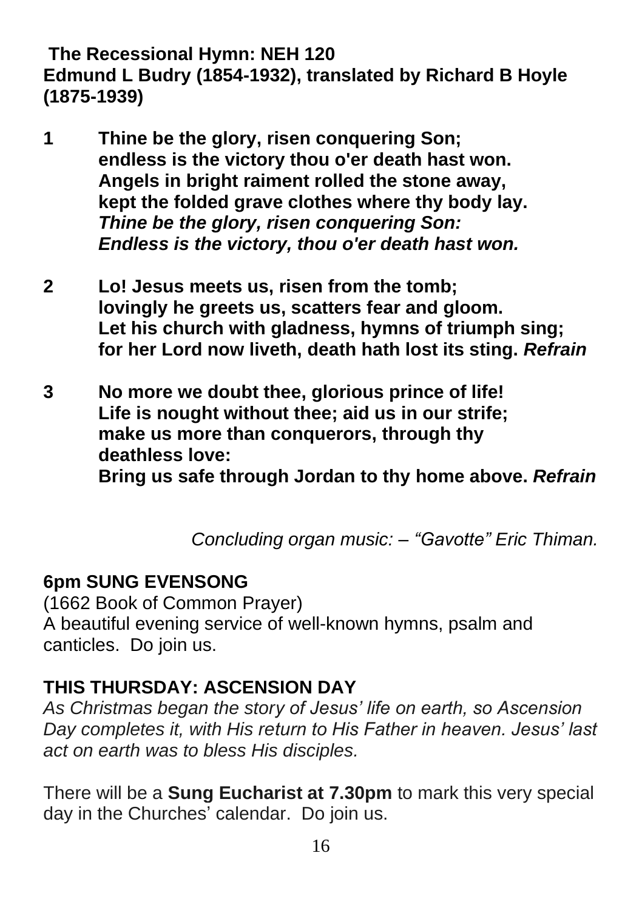**The Recessional Hymn: NEH 120**
**Edmund L Budry (1854-1932), translated by Richard B Hoyle (1875-1939)**

**1** **Thine be the glory, risen conquering Son;**
**endless is the victory thou o'er death hast won.**
**Angels in bright raiment rolled the stone away,**
**kept the folded grave clothes where thy body lay.**
***Thine be the glory, risen conquering Son:***
***Endless is the victory, thou o'er death hast won.***

**2** **Lo! Jesus meets us, risen from the tomb;**
**lovingly he greets us, scatters fear and gloom.**
**Let his church with gladness, hymns of triumph sing;**
**for her Lord now liveth, death hath lost its sting.** ***Refrain***

**3** **No more we doubt thee, glorious prince of life!**
**Life is nought without thee; aid us in our strife;**
**make us more than conquerors, through thy deathless love:**
**Bring us safe through Jordan to thy home above.** ***Refrain***

*Concluding organ music: – "Gavotte" Eric Thiman.*

**6pm SUNG EVENSONG**
(1662 Book of Common Prayer)
A beautiful evening service of well-known hymns, psalm and canticles. Do join us.

**THIS THURSDAY: ASCENSION DAY**
*As Christmas began the story of Jesus' life on earth, so Ascension Day completes it, with His return to His Father in heaven. Jesus' last act on earth was to bless His disciples.*

There will be a **Sung Eucharist at 7.30pm** to mark this very special day in the Churches' calendar. Do join us.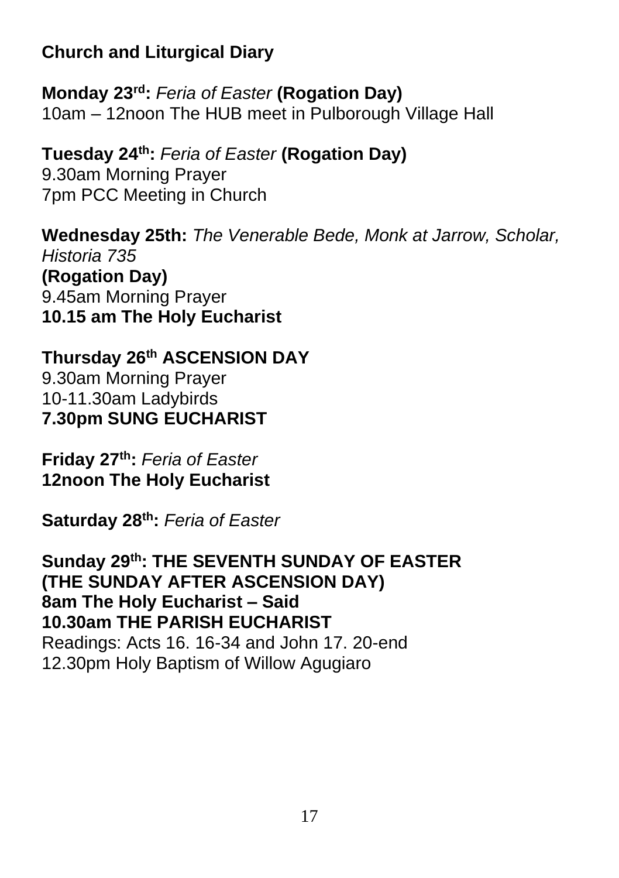## Church and Liturgical Diary

**Monday 23rd:** *Feria of Easter* **(Rogation Day)**
10am – 12noon The HUB meet in Pulborough Village Hall

**Tuesday 24th:** *Feria of Easter* **(Rogation Day)**
9.30am Morning Prayer
7pm PCC Meeting in Church

**Wednesday 25th:** *The Venerable Bede, Monk at Jarrow, Scholar, Historia 735*
**(Rogation Day)**
9.45am Morning Prayer
**10.15 am The Holy Eucharist**

**Thursday 26th ASCENSION DAY**
9.30am Morning Prayer
10-11.30am Ladybirds
**7.30pm SUNG EUCHARIST**

**Friday 27th:** *Feria of Easter*
**12noon The Holy Eucharist**

**Saturday 28th:** *Feria of Easter*

**Sunday 29th: THE SEVENTH SUNDAY OF EASTER (THE SUNDAY AFTER ASCENSION DAY)**
**8am The Holy Eucharist – Said**
**10.30am THE PARISH EUCHARIST**
Readings: Acts 16. 16-34 and John 17. 20-end
12.30pm Holy Baptism of Willow Agugiaro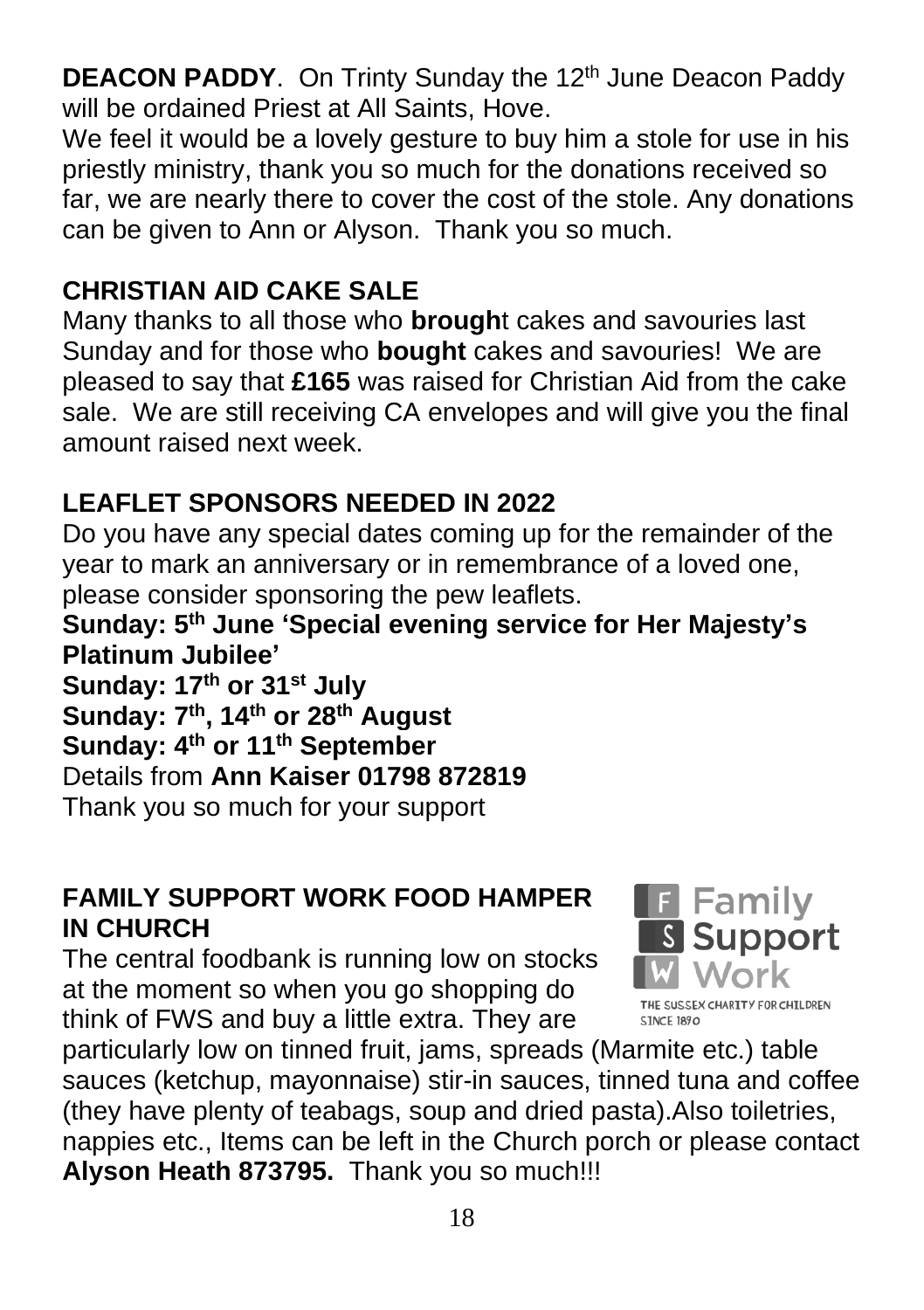**DEACON PADDY**. On Trinty Sunday the 12th June Deacon Paddy will be ordained Priest at All Saints, Hove.

We feel it would be a lovely gesture to buy him a stole for use in his priestly ministry, thank you so much for the donations received so far, we are nearly there to cover the cost of the stole. Any donations can be given to Ann or Alyson. Thank you so much.

## CHRISTIAN AID CAKE SALE

Many thanks to all those who **brough**t cakes and savouries last Sunday and for those who **bought** cakes and savouries! We are pleased to say that **£165** was raised for Christian Aid from the cake sale. We are still receiving CA envelopes and will give you the final amount raised next week.

## LEAFLET SPONSORS NEEDED IN 2022

Do you have any special dates coming up for the remainder of the year to mark an anniversary or in remembrance of a loved one, please consider sponsoring the pew leaflets.

**Sunday: 5th June 'Special evening service for Her Majesty's Platinum Jubilee'**
**Sunday: 17th or 31st July**
**Sunday: 7th, 14th or 28th August**
**Sunday: 4th or 11th September**

Details from **Ann Kaiser 01798 872819**

Thank you so much for your support

## FAMILY SUPPORT WORK FOOD HAMPER IN CHURCH

Family Support Work
THE SUSSEX CHARITY FOR CHILDREN SINCE 1890

The central foodbank is running low on stocks at the moment so when you go shopping do think of FWS and buy a little extra. They are particularly low on tinned fruit, jams, spreads (Marmite etc.) table sauces (ketchup, mayonnaise) stir-in sauces, tinned tuna and coffee (they have plenty of teabags, soup and dried pasta).Also toiletries, nappies etc., Items can be left in the Church porch or please contact **Alyson Heath 873795.** Thank you so much!!!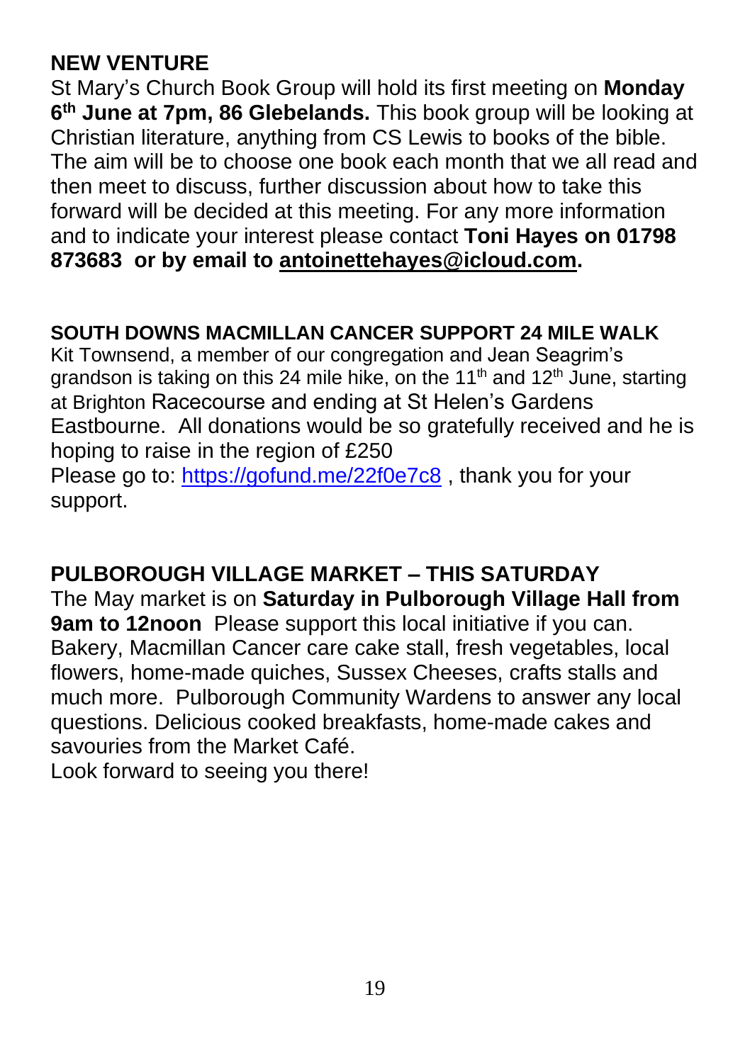## NEW VENTURE

St Mary's Church Book Group will hold its first meeting on **Monday 6th June at 7pm, 86 Glebelands.** This book group will be looking at Christian literature, anything from CS Lewis to books of the bible. The aim will be to choose one book each month that we all read and then meet to discuss, further discussion about how to take this forward will be decided at this meeting. For any more information and to indicate your interest please contact **Toni Hayes on 01798 873683 or by email to antoinettehayes@icloud.com.**

## SOUTH DOWNS MACMILLAN CANCER SUPPORT 24 MILE WALK

Kit Townsend, a member of our congregation and Jean Seagrim's grandson is taking on this 24 mile hike, on the 11th and 12th June, starting at Brighton Racecourse and ending at St Helen's Gardens Eastbourne. All donations would be so gratefully received and he is hoping to raise in the region of £250

Please go to: https://gofund.me/22f0e7c8 , thank you for your support.

## PULBOROUGH VILLAGE MARKET – THIS SATURDAY

The May market is on **Saturday in Pulborough Village Hall from 9am to 12noon** Please support this local initiative if you can. Bakery, Macmillan Cancer care cake stall, fresh vegetables, local flowers, home-made quiches, Sussex Cheeses, crafts stalls and much more. Pulborough Community Wardens to answer any local questions. Delicious cooked breakfasts, home-made cakes and savouries from the Market Café.

Look forward to seeing you there!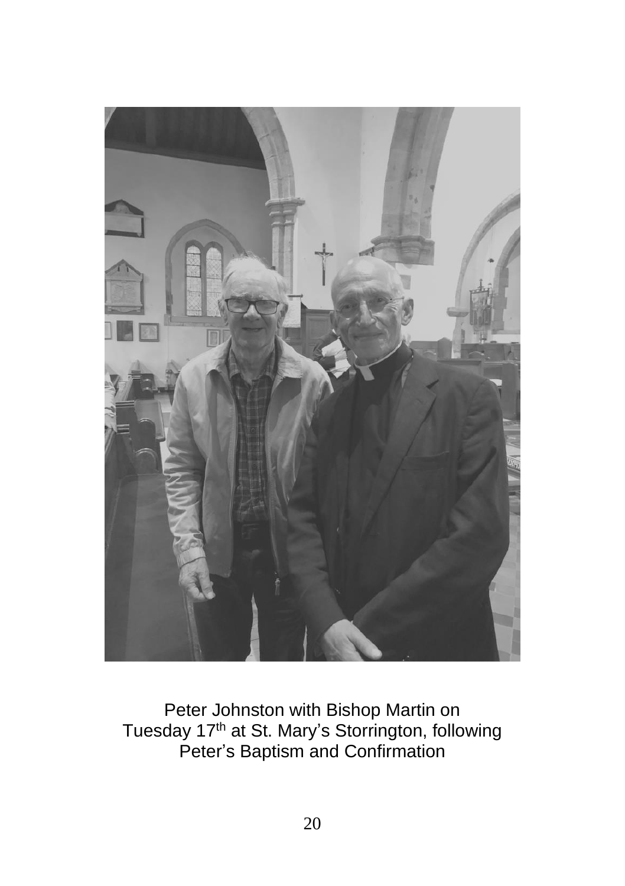Peter Johnston with Bishop Martin on Tuesday 17th at St. Mary's Storrington, following Peter's Baptism and Confirmation